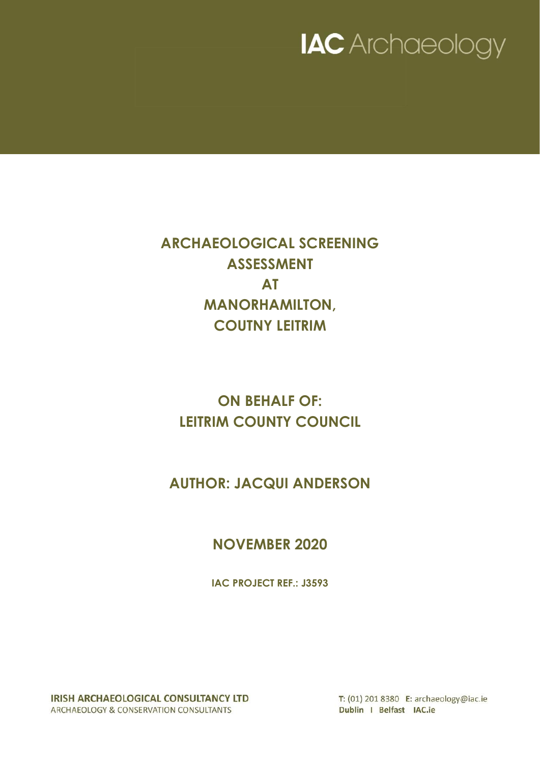IAC Archaeology

# ARCHAEOLOGICAL SCREENING ASSESSMENT AT MANORHAMILTON, COUTNY LEITRIM

## ON BEHALF OF: LEITRIM COUNTY COUNCIL

## AUTHOR: JACQUI ANDERSON

## NOVEMBER 2020

**IAC PROJECT REF.: J3593**

**IRISH ARCHAEOLOGICAL CONSULTANCY LTD**
ARCHAEOLOGY & CONSERVATION CONSULTANTS

T: (01) 201 8380 E: archaeology@iac.ie
Dublin | Belfast IAC.ie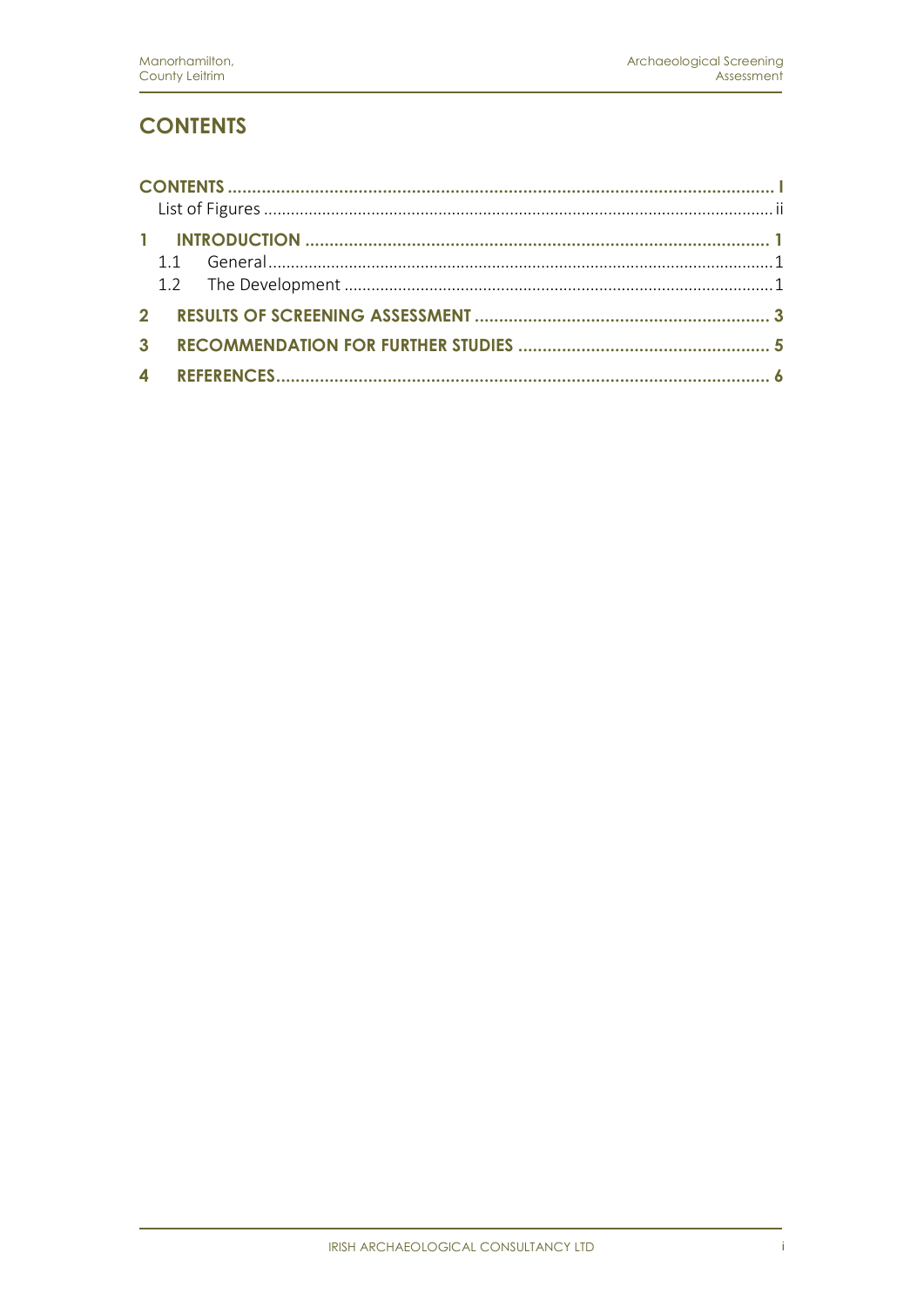# CONTENTS

**CONTENTS ........................................................................................................ I**
List of Figures ........................................................................................................ ii

**1 INTRODUCTION ........................................................................................ 1**
1.1 General ........................................................................................................ 1
1.2 The Development ........................................................................................ 1

**2 RESULTS OF SCREENING ASSESSMENT ................................................ 3**

**3 RECOMMENDATION FOR FURTHER STUDIES ....................................... 5**

**4 REFERENCES ........................................................................................... 6**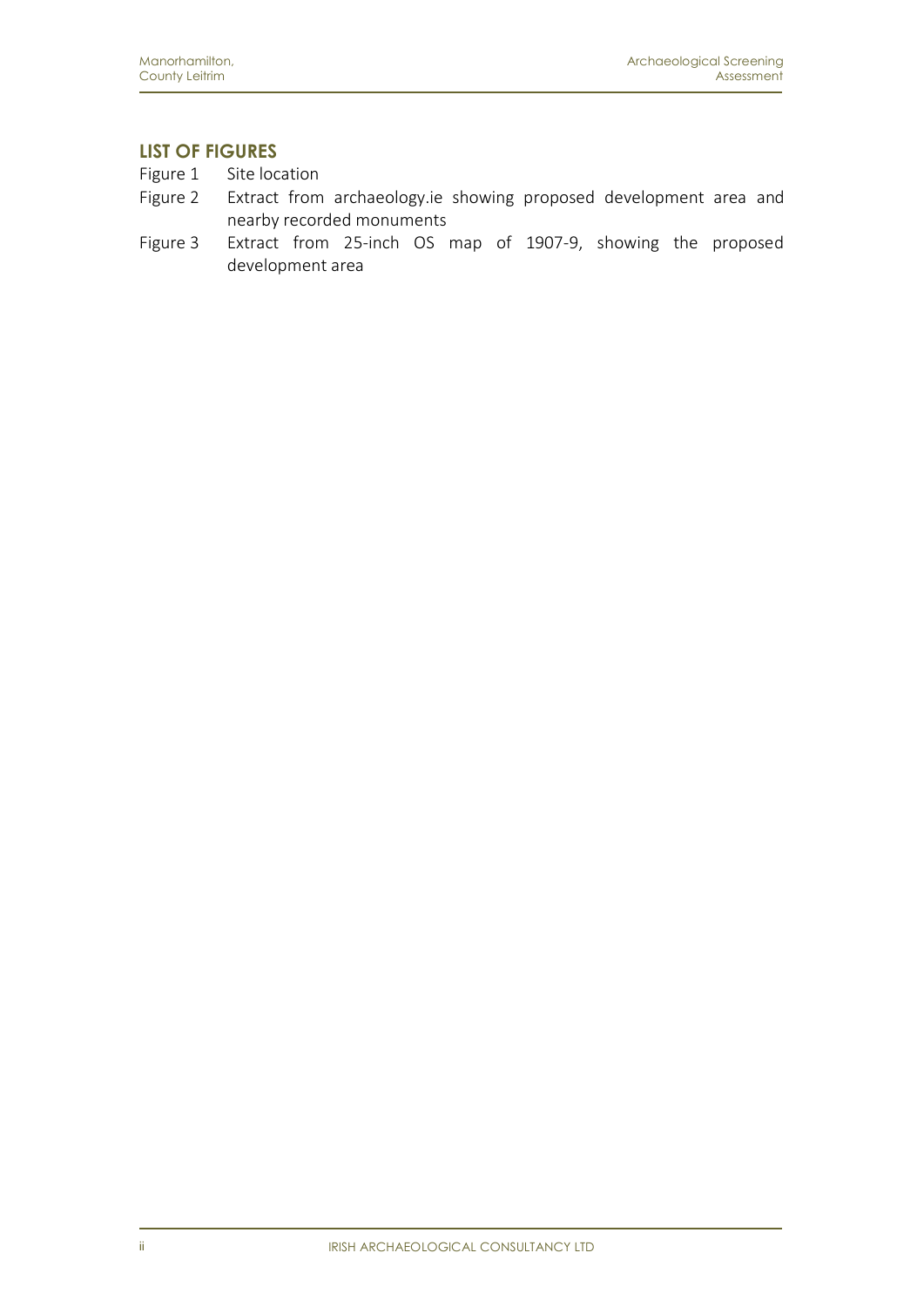## LIST OF FIGURES

Figure 1 Site location

Figure 2 Extract from archaeology.ie showing proposed development area and nearby recorded monuments

Figure 3 Extract from 25-inch OS map of 1907-9, showing the proposed development area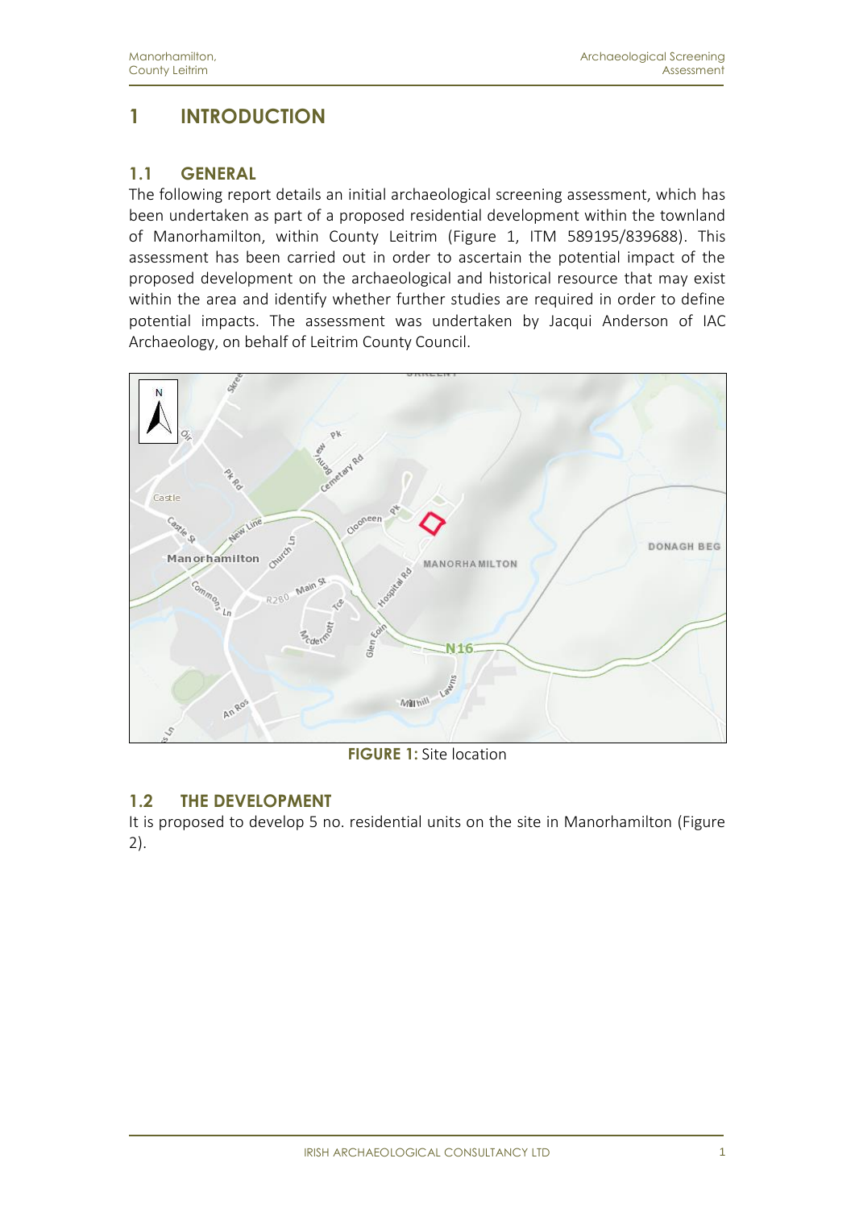# 1 INTRODUCTION

## 1.1 GENERAL

The following report details an initial archaeological screening assessment, which has been undertaken as part of a proposed residential development within the townland of Manorhamilton, within County Leitrim (Figure 1, ITM 589195/839688). This assessment has been carried out in order to ascertain the potential impact of the proposed development on the archaeological and historical resource that may exist within the area and identify whether further studies are required in order to define potential impacts. The assessment was undertaken by Jacqui Anderson of IAC Archaeology, on behalf of Leitrim County Council.

**FIGURE 1:** Site location

## 1.2 THE DEVELOPMENT

It is proposed to develop 5 no. residential units on the site in Manorhamilton (Figure 2).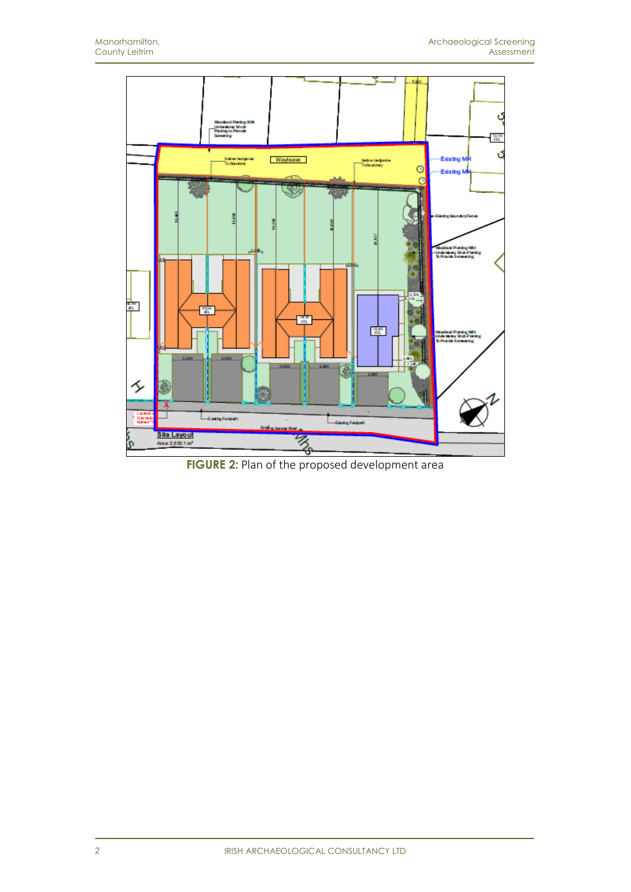**FIGURE 2:** Plan of the proposed development area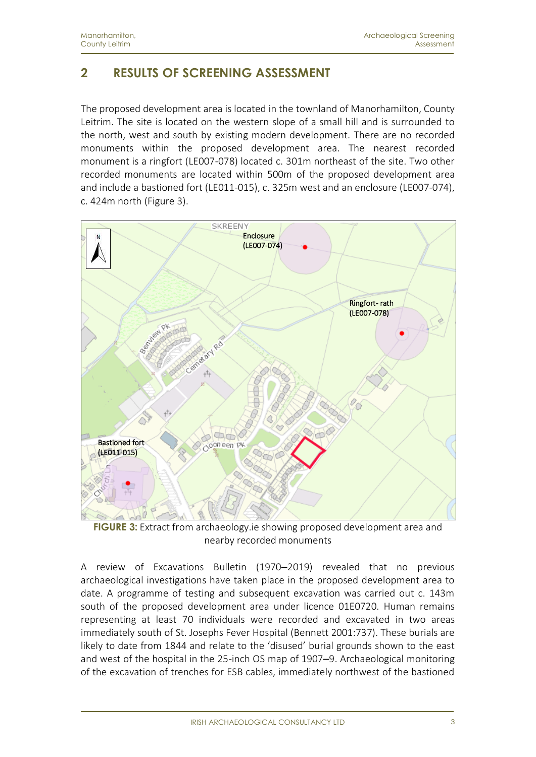## 2 RESULTS OF SCREENING ASSESSMENT

The proposed development area is located in the townland of Manorhamilton, County Leitrim. The site is located on the western slope of a small hill and is surrounded to the north, west and south by existing modern development. There are no recorded monuments within the proposed development area. The nearest recorded monument is a ringfort (LE007-078) located c. 301m northeast of the site. Two other recorded monuments are located within 500m of the proposed development area and include a bastioned fort (LE011-015), c. 325m west and an enclosure (LE007-074), c. 424m north (Figure 3).

**FIGURE 3:** Extract from archaeology.ie showing proposed development area and nearby recorded monuments

A review of Excavations Bulletin (1970–2019) revealed that no previous archaeological investigations have taken place in the proposed development area to date. A programme of testing and subsequent excavation was carried out c. 143m south of the proposed development area under licence 01E0720. Human remains representing at least 70 individuals were recorded and excavated in two areas immediately south of St. Josephs Fever Hospital (Bennett 2001:737). These burials are likely to date from 1844 and relate to the 'disused' burial grounds shown to the east and west of the hospital in the 25-inch OS map of 1907–9. Archaeological monitoring of the excavation of trenches for ESB cables, immediately northwest of the bastioned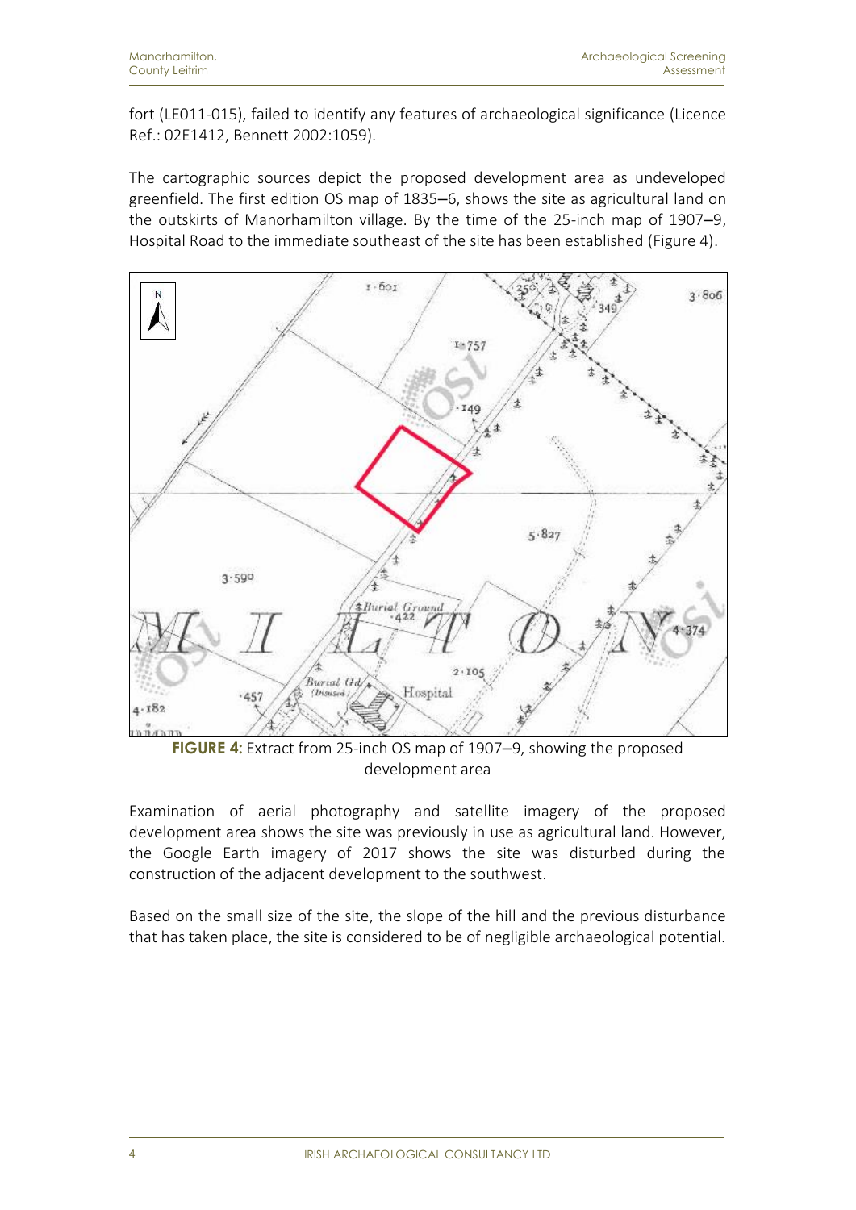fort (LE011-015), failed to identify any features of archaeological significance (Licence Ref.: 02E1412, Bennett 2002:1059).

The cartographic sources depict the proposed development area as undeveloped greenfield. The first edition OS map of 1835–6, shows the site as agricultural land on the outskirts of Manorhamilton village. By the time of the 25-inch map of 1907–9, Hospital Road to the immediate southeast of the site has been established (Figure 4).

**FIGURE 4:** Extract from 25-inch OS map of 1907–9, showing the proposed development area

Examination of aerial photography and satellite imagery of the proposed development area shows the site was previously in use as agricultural land. However, the Google Earth imagery of 2017 shows the site was disturbed during the construction of the adjacent development to the southwest.

Based on the small size of the site, the slope of the hill and the previous disturbance that has taken place, the site is considered to be of negligible archaeological potential.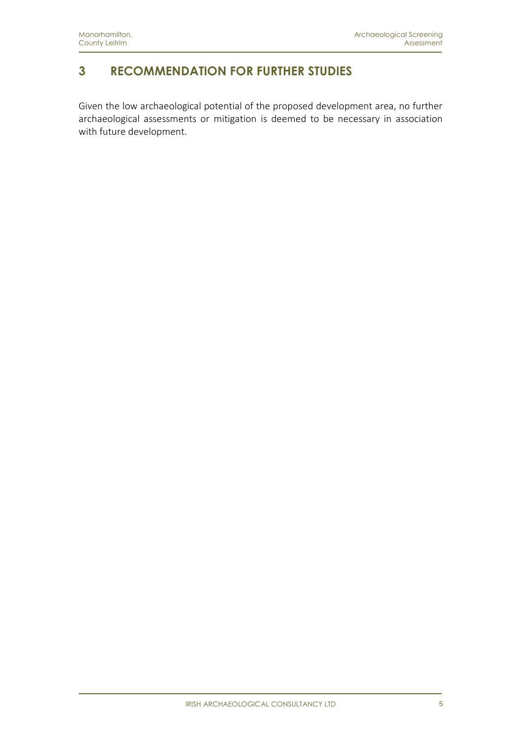# 3 RECOMMENDATION FOR FURTHER STUDIES

Given the low archaeological potential of the proposed development area, no further archaeological assessments or mitigation is deemed to be necessary in association with future development.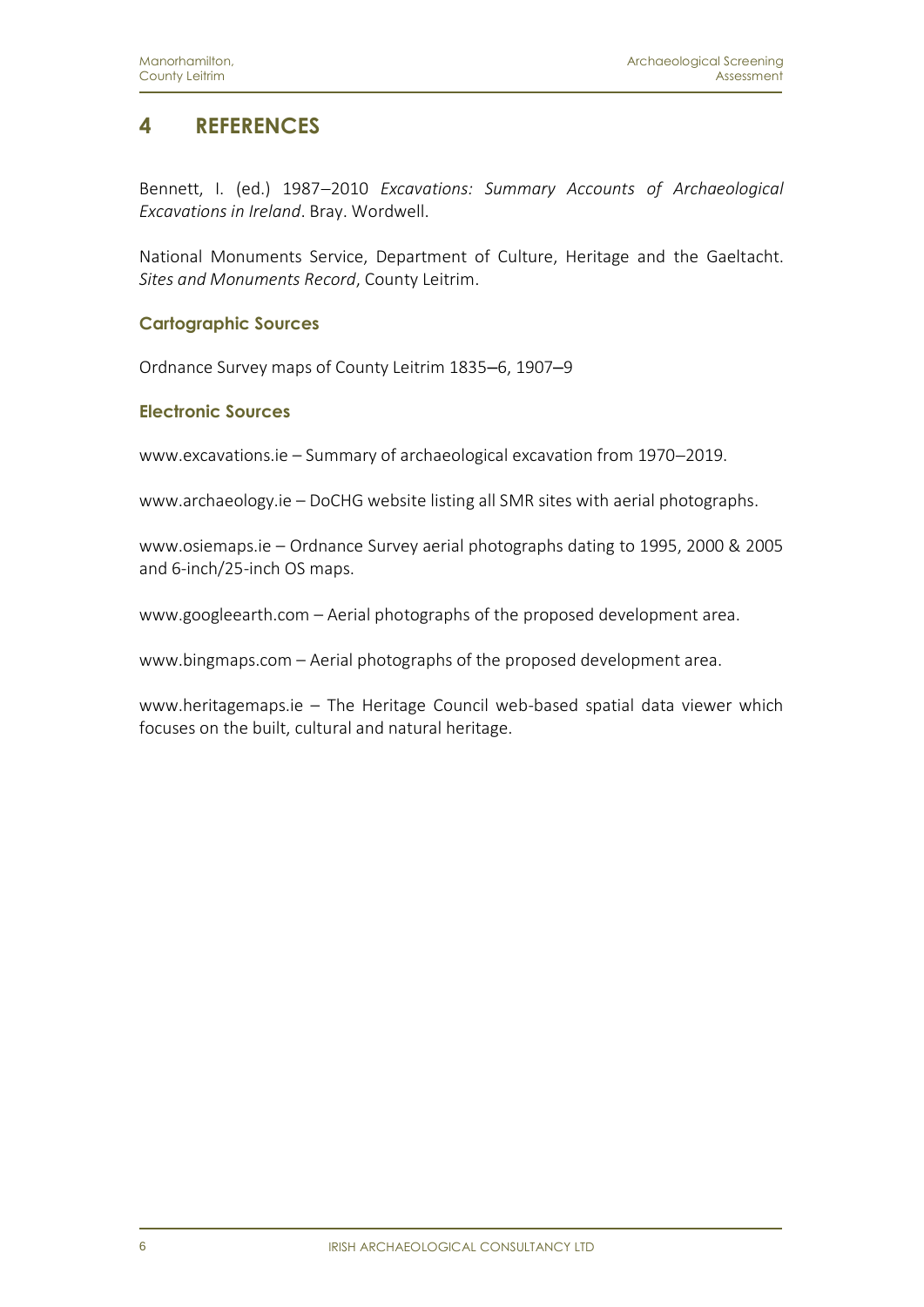# 4 REFERENCES

Bennett, I. (ed.) 1987–2010 *Excavations: Summary Accounts of Archaeological Excavations in Ireland*. Bray. Wordwell.

National Monuments Service, Department of Culture, Heritage and the Gaeltacht. *Sites and Monuments Record*, County Leitrim.

### Cartographic Sources

Ordnance Survey maps of County Leitrim 1835–6, 1907–9

### Electronic Sources

www.excavations.ie – Summary of archaeological excavation from 1970–2019.

www.archaeology.ie – DoCHG website listing all SMR sites with aerial photographs.

www.osiemaps.ie – Ordnance Survey aerial photographs dating to 1995, 2000 & 2005 and 6-inch/25-inch OS maps.

www.googleearth.com – Aerial photographs of the proposed development area.

www.bingmaps.com – Aerial photographs of the proposed development area.

www.heritagemaps.ie – The Heritage Council web-based spatial data viewer which focuses on the built, cultural and natural heritage.